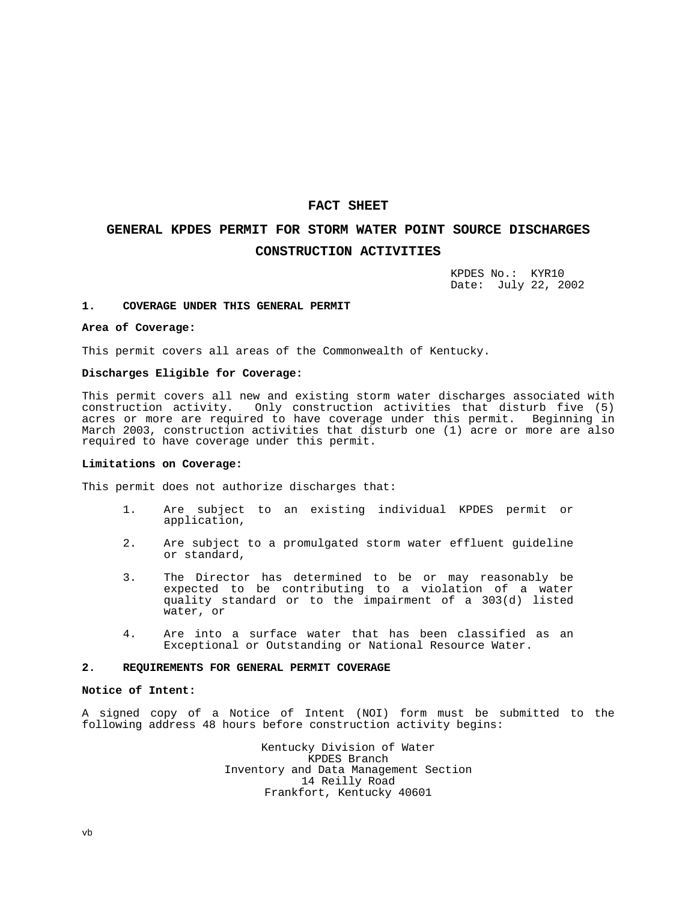# FACT SHEET

## GENERAL KPDES PERMIT FOR STORM WATER POINT SOURCE DISCHARGES

## CONSTRUCTION ACTIVITIES

KPDES No.: KYR10
Date: July 22, 2002

### 1. COVERAGE UNDER THIS GENERAL PERMIT

**Area of Coverage:**

This permit covers all areas of the Commonwealth of Kentucky.

**Discharges Eligible for Coverage:**

This permit covers all new and existing storm water discharges associated with construction activity. Only construction activities that disturb five (5) acres or more are required to have coverage under this permit. Beginning in March 2003, construction activities that disturb one (1) acre or more are also required to have coverage under this permit.

**Limitations on Coverage:**

This permit does not authorize discharges that:

1. Are subject to an existing individual KPDES permit or application,

2. Are subject to a promulgated storm water effluent guideline or standard,

3. The Director has determined to be or may reasonably be expected to be contributing to a violation of a water quality standard or to the impairment of a 303(d) listed water, or

4. Are into a surface water that has been classified as an Exceptional or Outstanding or National Resource Water.

### 2. REQUIREMENTS FOR GENERAL PERMIT COVERAGE

**Notice of Intent:**

A signed copy of a Notice of Intent (NOI) form must be submitted to the following address 48 hours before construction activity begins:

Kentucky Division of Water
KPDES Branch
Inventory and Data Management Section
14 Reilly Road
Frankfort, Kentucky 40601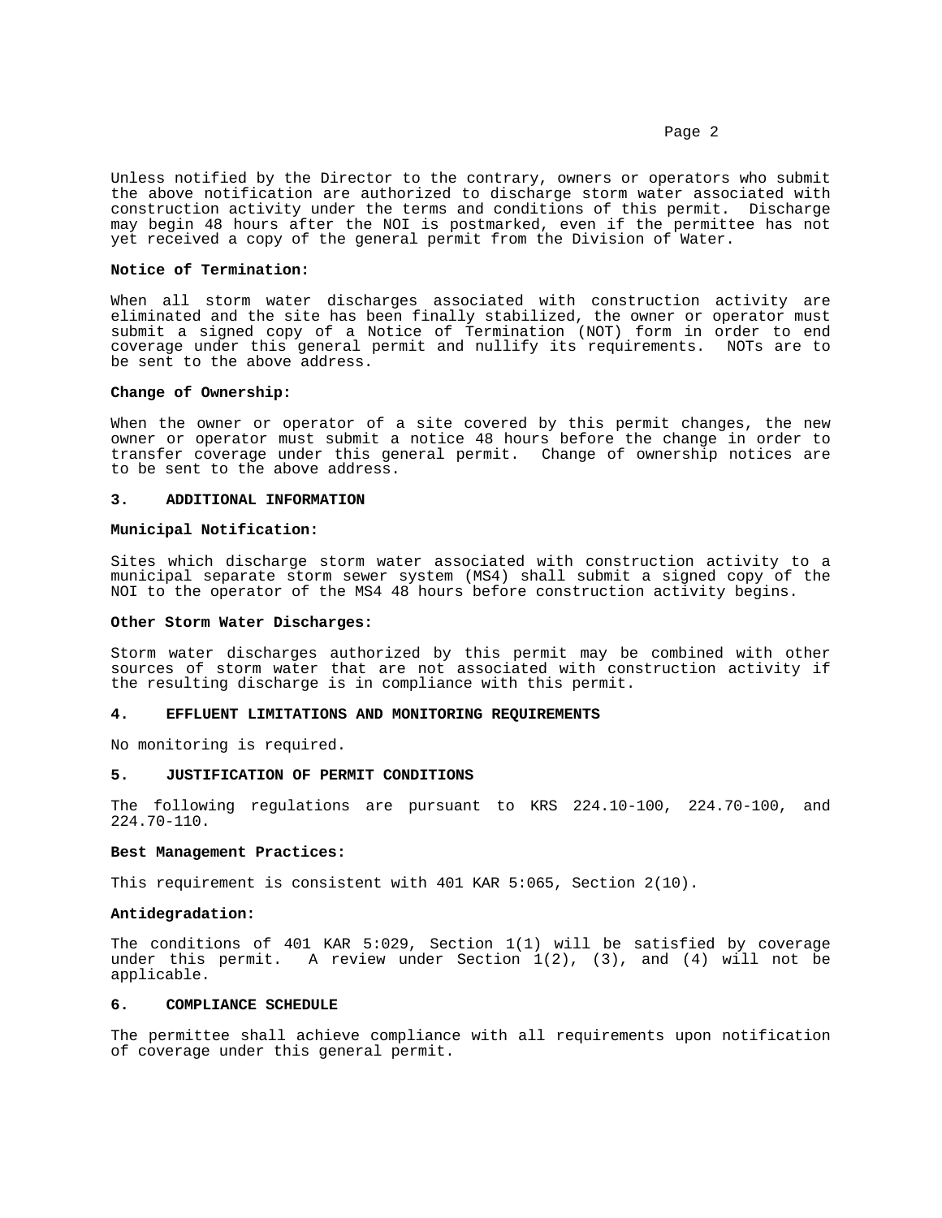Unless notified by the Director to the contrary, owners or operators who submit the above notification are authorized to discharge storm water associated with construction activity under the terms and conditions of this permit. Discharge may begin 48 hours after the NOI is postmarked, even if the permittee has not yet received a copy of the general permit from the Division of Water.

**Notice of Termination:**

When all storm water discharges associated with construction activity are eliminated and the site has been finally stabilized, the owner or operator must submit a signed copy of a Notice of Termination (NOT) form in order to end coverage under this general permit and nullify its requirements. NOTs are to be sent to the above address.

**Change of Ownership:**

When the owner or operator of a site covered by this permit changes, the new owner or operator must submit a notice 48 hours before the change in order to transfer coverage under this general permit. Change of ownership notices are to be sent to the above address.

## 3. ADDITIONAL INFORMATION

**Municipal Notification:**

Sites which discharge storm water associated with construction activity to a municipal separate storm sewer system (MS4) shall submit a signed copy of the NOI to the operator of the MS4 48 hours before construction activity begins.

**Other Storm Water Discharges:**

Storm water discharges authorized by this permit may be combined with other sources of storm water that are not associated with construction activity if the resulting discharge is in compliance with this permit.

## 4. EFFLUENT LIMITATIONS AND MONITORING REQUIREMENTS

No monitoring is required.

## 5. JUSTIFICATION OF PERMIT CONDITIONS

The following regulations are pursuant to KRS 224.10-100, 224.70-100, and 224.70-110.

**Best Management Practices:**

This requirement is consistent with 401 KAR 5:065, Section 2(10).

**Antidegradation:**

The conditions of 401 KAR 5:029, Section 1(1) will be satisfied by coverage under this permit. A review under Section 1(2), (3), and (4) will not be applicable.

## 6. COMPLIANCE SCHEDULE

The permittee shall achieve compliance with all requirements upon notification of coverage under this general permit.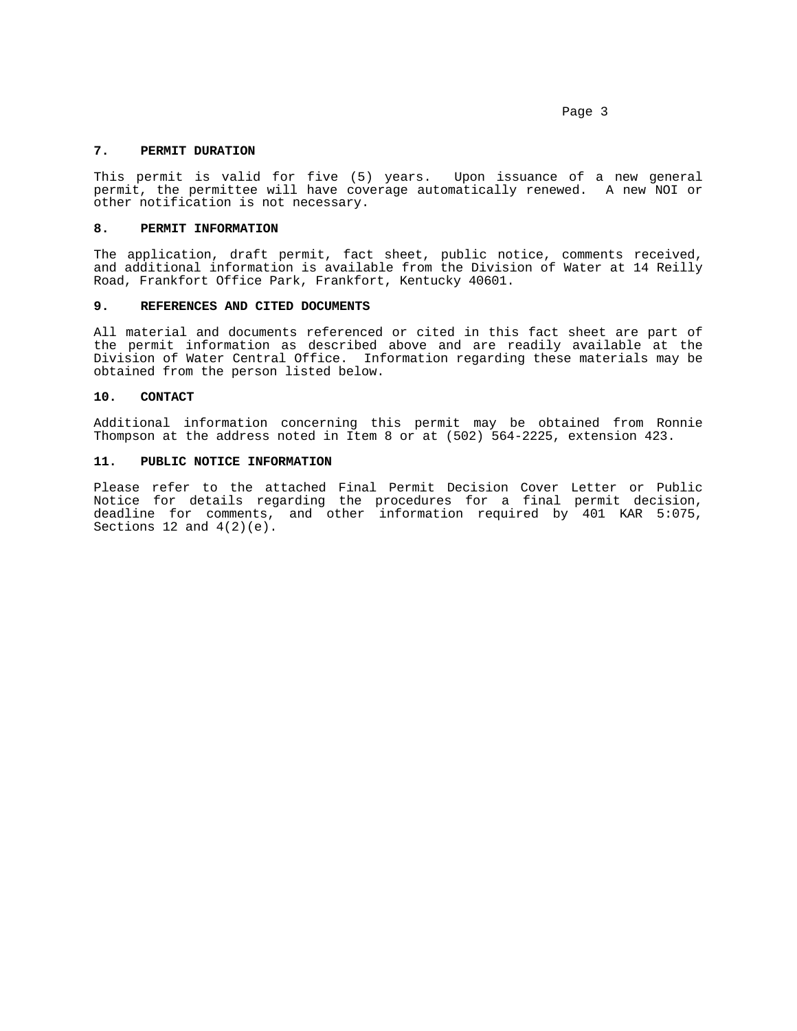## 7. PERMIT DURATION

This permit is valid for five (5) years. Upon issuance of a new general permit, the permittee will have coverage automatically renewed. A new NOI or other notification is not necessary.

## 8. PERMIT INFORMATION

The application, draft permit, fact sheet, public notice, comments received, and additional information is available from the Division of Water at 14 Reilly Road, Frankfort Office Park, Frankfort, Kentucky 40601.

## 9. REFERENCES AND CITED DOCUMENTS

All material and documents referenced or cited in this fact sheet are part of the permit information as described above and are readily available at the Division of Water Central Office. Information regarding these materials may be obtained from the person listed below.

## 10. CONTACT

Additional information concerning this permit may be obtained from Ronnie Thompson at the address noted in Item 8 or at (502) 564-2225, extension 423.

## 11. PUBLIC NOTICE INFORMATION

Please refer to the attached Final Permit Decision Cover Letter or Public Notice for details regarding the procedures for a final permit decision, deadline for comments, and other information required by 401 KAR 5:075, Sections 12 and 4(2)(e).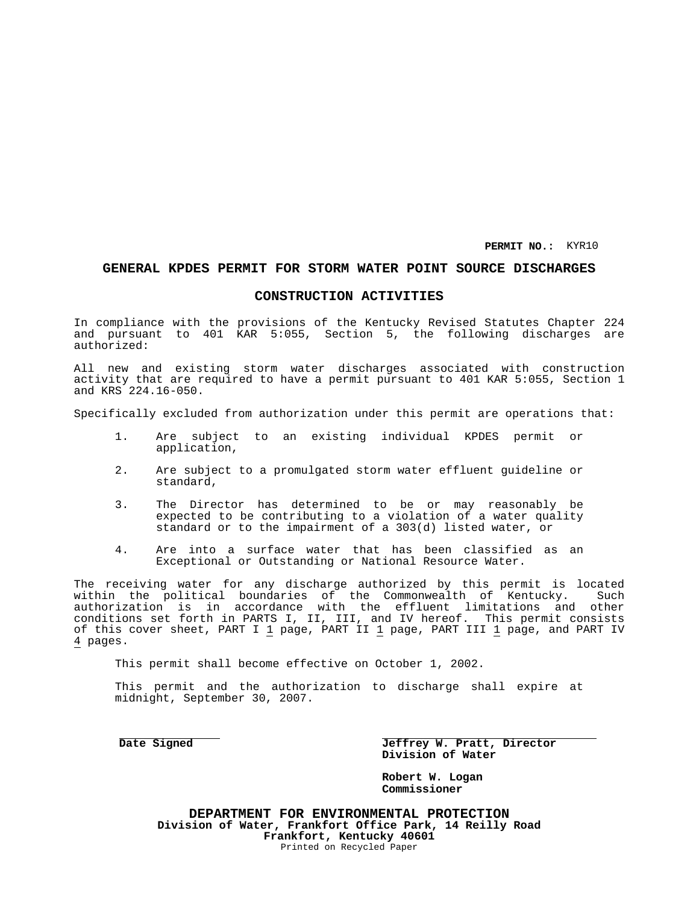**PERMIT NO.:** KYR10

## GENERAL KPDES PERMIT FOR STORM WATER POINT SOURCE DISCHARGES

## CONSTRUCTION ACTIVITIES

In compliance with the provisions of the Kentucky Revised Statutes Chapter 224 and pursuant to 401 KAR 5:055, Section 5, the following discharges are authorized:

All new and existing storm water discharges associated with construction activity that are required to have a permit pursuant to 401 KAR 5:055, Section 1 and KRS 224.16-050.

Specifically excluded from authorization under this permit are operations that:

1. Are subject to an existing individual KPDES permit or application,
2. Are subject to a promulgated storm water effluent guideline or standard,
3. The Director has determined to be or may reasonably be expected to be contributing to a violation of a water quality standard or to the impairment of a 303(d) listed water, or
4. Are into a surface water that has been classified as an Exceptional or Outstanding or National Resource Water.

The receiving water for any discharge authorized by this permit is located within the political boundaries of the Commonwealth of Kentucky. Such authorization is in accordance with the effluent limitations and other conditions set forth in PARTS I, II, III, and IV hereof. This permit consists of this cover sheet, PART I 1 page, PART II 1 page, PART III 1 page, and PART IV 4 pages.

This permit shall become effective on October 1, 2002.

This permit and the authorization to discharge shall expire at midnight, September 30, 2007.

**Date Signed**

**Jeffrey W. Pratt, Director**
**Division of Water**

**Robert W. Logan**
**Commissioner**

**DEPARTMENT FOR ENVIRONMENTAL PROTECTION**
**Division of Water, Frankfort Office Park, 14 Reilly Road**
**Frankfort, Kentucky 40601**
Printed on Recycled Paper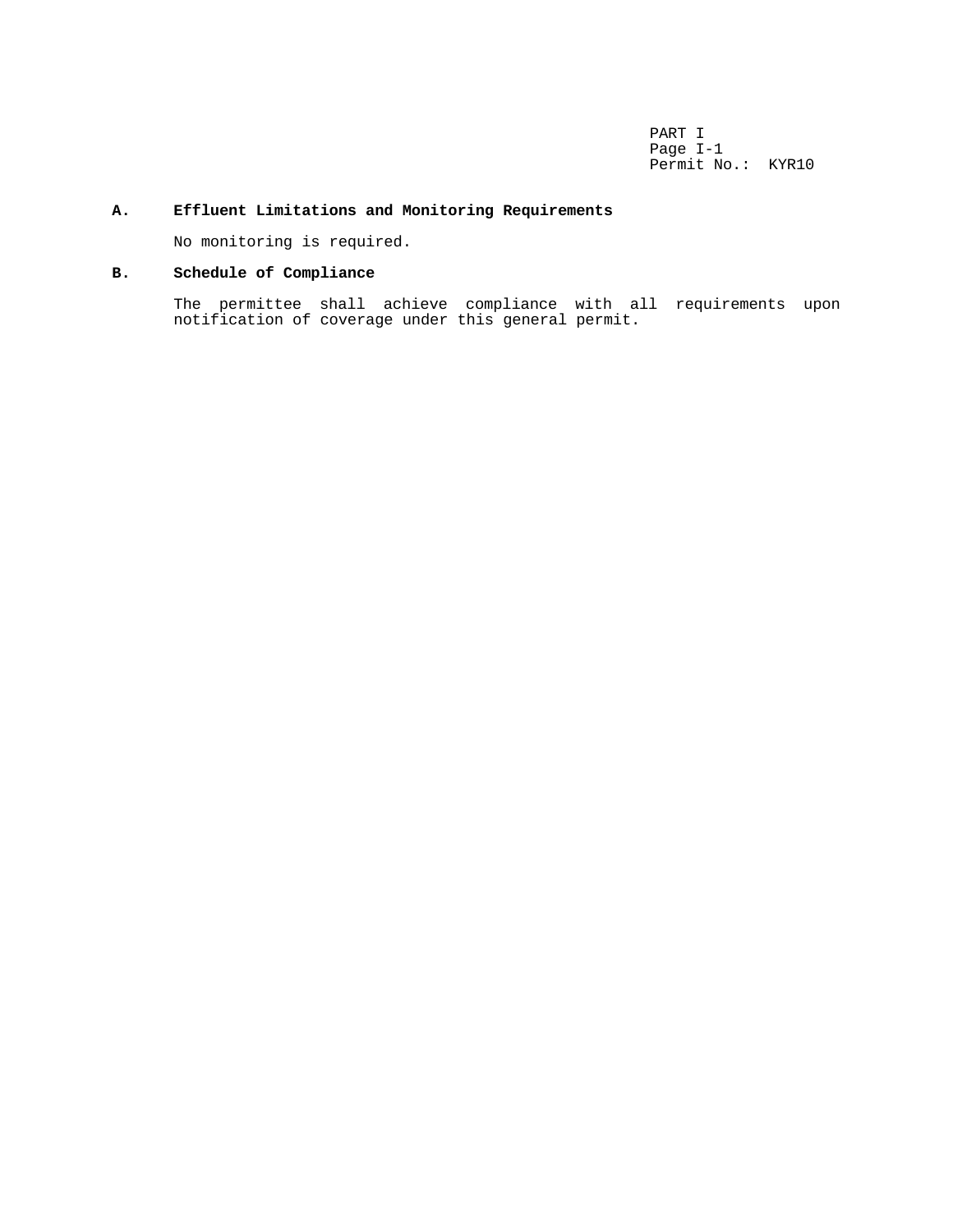PART I
Page I-1
Permit No.: KYR10

## A. Effluent Limitations and Monitoring Requirements

No monitoring is required.

## B. Schedule of Compliance

The permittee shall achieve compliance with all requirements upon notification of coverage under this general permit.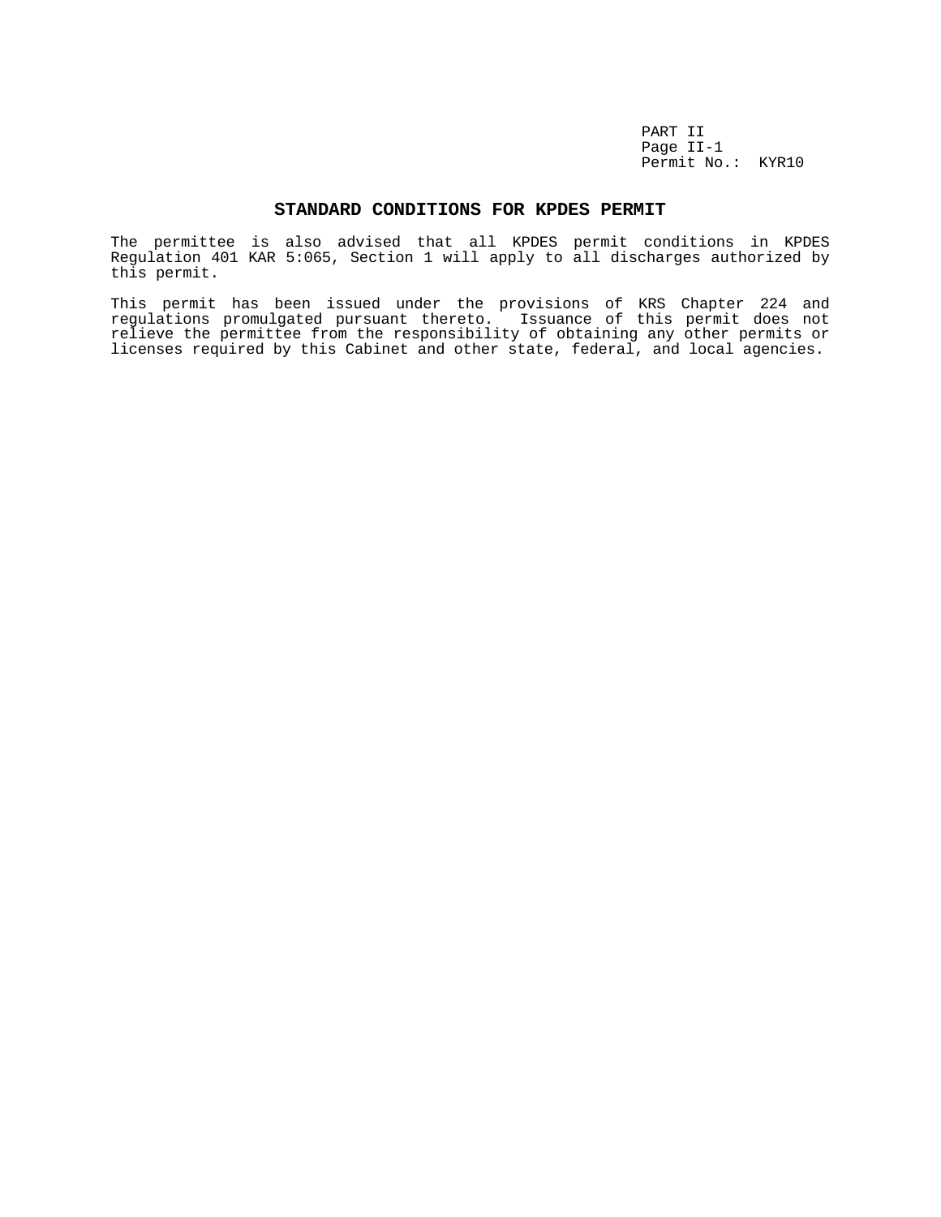## STANDARD CONDITIONS FOR KPDES PERMIT

The permittee is also advised that all KPDES permit conditions in KPDES Regulation 401 KAR 5:065, Section 1 will apply to all discharges authorized by this permit.

This permit has been issued under the provisions of KRS Chapter 224 and regulations promulgated pursuant thereto. Issuance of this permit does not relieve the permittee from the responsibility of obtaining any other permits or licenses required by this Cabinet and other state, federal, and local agencies.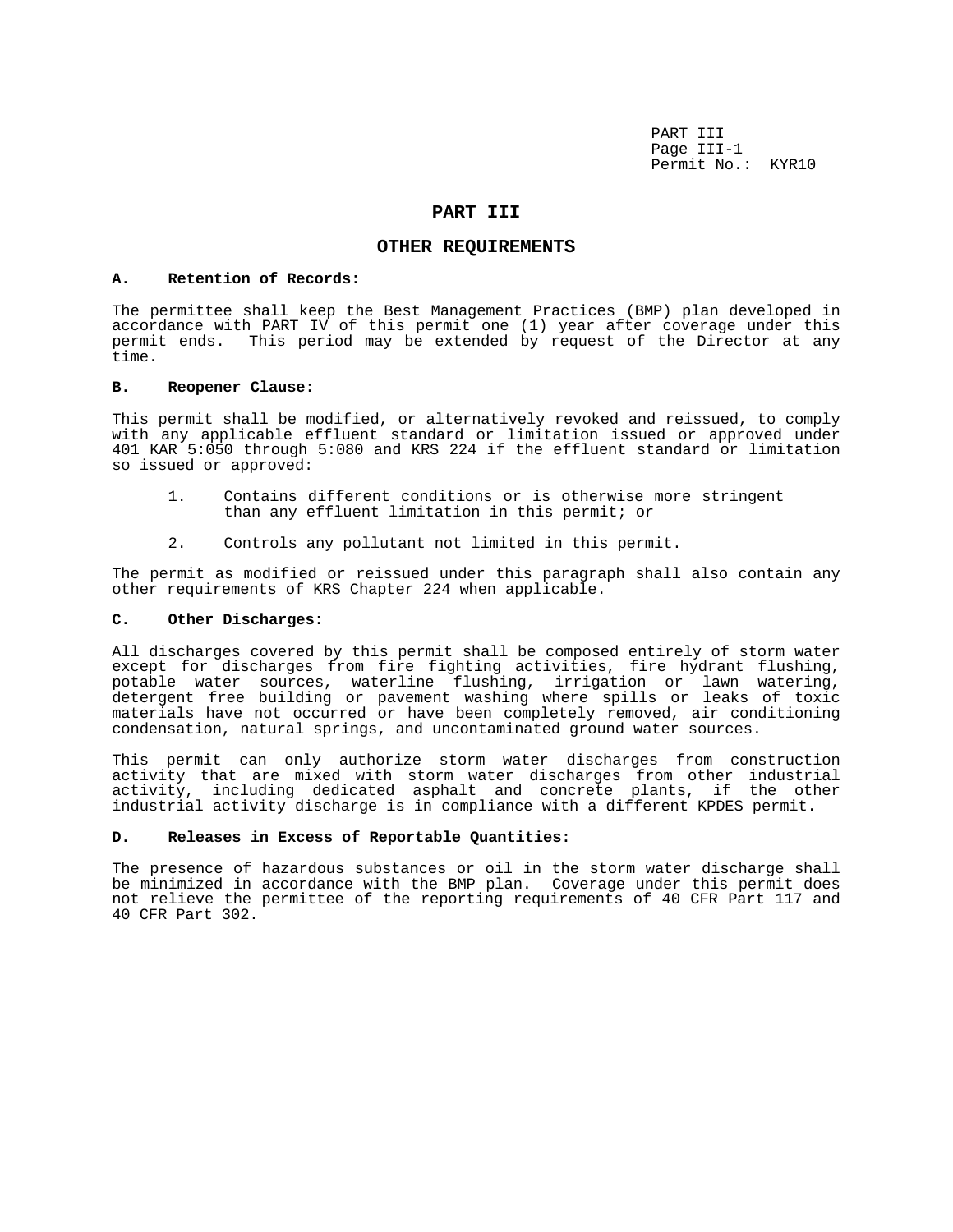# PART III

## OTHER REQUIREMENTS

**A. Retention of Records:**

The permittee shall keep the Best Management Practices (BMP) plan developed in accordance with PART IV of this permit one (1) year after coverage under this permit ends. This period may be extended by request of the Director at any time.

**B. Reopener Clause:**

This permit shall be modified, or alternatively revoked and reissued, to comply with any applicable effluent standard or limitation issued or approved under 401 KAR 5:050 through 5:080 and KRS 224 if the effluent standard or limitation so issued or approved:

1. Contains different conditions or is otherwise more stringent than any effluent limitation in this permit; or
2. Controls any pollutant not limited in this permit.

The permit as modified or reissued under this paragraph shall also contain any other requirements of KRS Chapter 224 when applicable.

**C. Other Discharges:**

All discharges covered by this permit shall be composed entirely of storm water except for discharges from fire fighting activities, fire hydrant flushing, potable water sources, waterline flushing, irrigation or lawn watering, detergent free building or pavement washing where spills or leaks of toxic materials have not occurred or have been completely removed, air conditioning condensation, natural springs, and uncontaminated ground water sources.

This permit can only authorize storm water discharges from construction activity that are mixed with storm water discharges from other industrial activity, including dedicated asphalt and concrete plants, if the other industrial activity discharge is in compliance with a different KPDES permit.

**D. Releases in Excess of Reportable Quantities:**

The presence of hazardous substances or oil in the storm water discharge shall be minimized in accordance with the BMP plan. Coverage under this permit does not relieve the permittee of the reporting requirements of 40 CFR Part 117 and 40 CFR Part 302.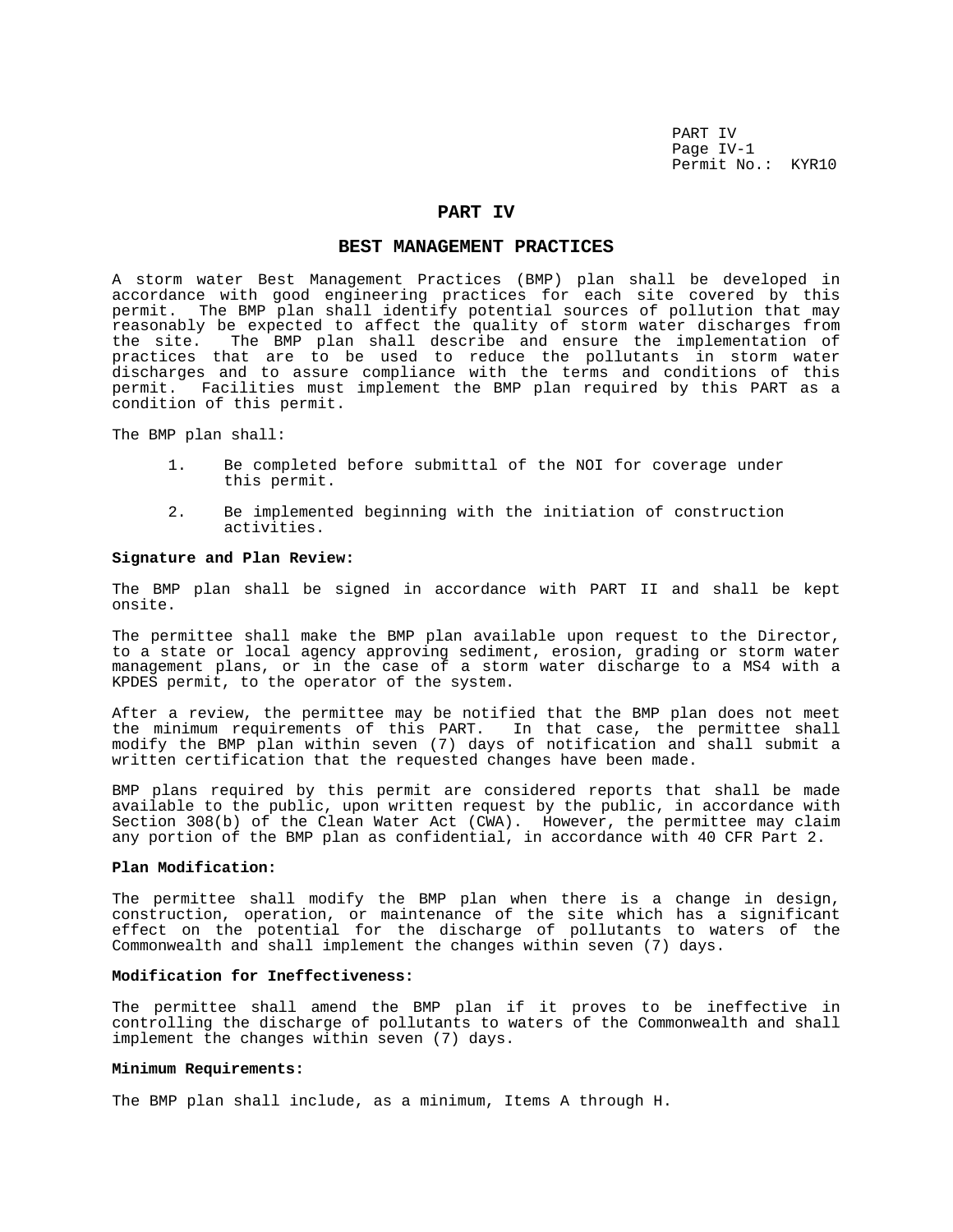# PART IV

## BEST MANAGEMENT PRACTICES

A storm water Best Management Practices (BMP) plan shall be developed in accordance with good engineering practices for each site covered by this permit. The BMP plan shall identify potential sources of pollution that may reasonably be expected to affect the quality of storm water discharges from the site. The BMP plan shall describe and ensure the implementation of practices that are to be used to reduce the pollutants in storm water discharges and to assure compliance with the terms and conditions of this permit. Facilities must implement the BMP plan required by this PART as a condition of this permit.

The BMP plan shall:

1. Be completed before submittal of the NOI for coverage under this permit.

2. Be implemented beginning with the initiation of construction activities.

**Signature and Plan Review:**

The BMP plan shall be signed in accordance with PART II and shall be kept onsite.

The permittee shall make the BMP plan available upon request to the Director, to a state or local agency approving sediment, erosion, grading or storm water management plans, or in the case of a storm water discharge to a MS4 with a KPDES permit, to the operator of the system.

After a review, the permittee may be notified that the BMP plan does not meet the minimum requirements of this PART. In that case, the permittee shall modify the BMP plan within seven (7) days of notification and shall submit a written certification that the requested changes have been made.

BMP plans required by this permit are considered reports that shall be made available to the public, upon written request by the public, in accordance with Section 308(b) of the Clean Water Act (CWA). However, the permittee may claim any portion of the BMP plan as confidential, in accordance with 40 CFR Part 2.

**Plan Modification:**

The permittee shall modify the BMP plan when there is a change in design, construction, operation, or maintenance of the site which has a significant effect on the potential for the discharge of pollutants to waters of the Commonwealth and shall implement the changes within seven (7) days.

**Modification for Ineffectiveness:**

The permittee shall amend the BMP plan if it proves to be ineffective in controlling the discharge of pollutants to waters of the Commonwealth and shall implement the changes within seven (7) days.

**Minimum Requirements:**

The BMP plan shall include, as a minimum, Items A through H.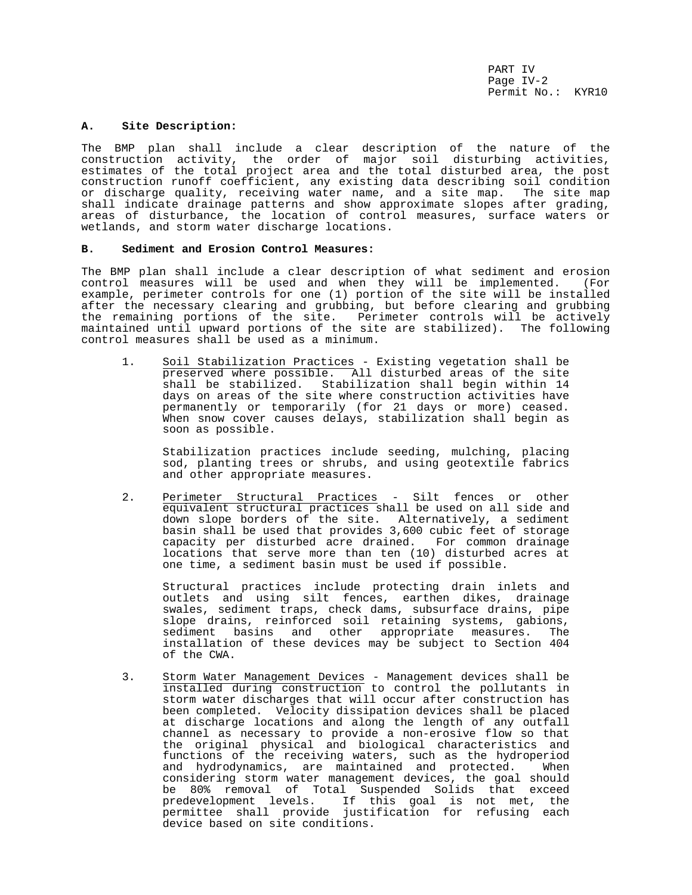**A. Site Description:**

The BMP plan shall include a clear description of the nature of the construction activity, the order of major soil disturbing activities, estimates of the total project area and the total disturbed area, the post construction runoff coefficient, any existing data describing soil condition or discharge quality, receiving water name, and a site map. The site map shall indicate drainage patterns and show approximate slopes after grading, areas of disturbance, the location of control measures, surface waters or wetlands, and storm water discharge locations.

**B. Sediment and Erosion Control Measures:**

The BMP plan shall include a clear description of what sediment and erosion control measures will be used and when they will be implemented. (For example, perimeter controls for one (1) portion of the site will be installed after the necessary clearing and grubbing, but before clearing and grubbing the remaining portions of the site. Perimeter controls will be actively maintained until upward portions of the site are stabilized). The following control measures shall be used as a minimum.

1. Soil Stabilization Practices - Existing vegetation shall be preserved where possible. All disturbed areas of the site shall be stabilized. Stabilization shall begin within 14 days on areas of the site where construction activities have permanently or temporarily (for 21 days or more) ceased. When snow cover causes delays, stabilization shall begin as soon as possible.

   Stabilization practices include seeding, mulching, placing sod, planting trees or shrubs, and using geotextile fabrics and other appropriate measures.

2. Perimeter Structural Practices - Silt fences or other equivalent structural practices shall be used on all side and down slope borders of the site. Alternatively, a sediment basin shall be used that provides 3,600 cubic feet of storage capacity per disturbed acre drained. For common drainage locations that serve more than ten (10) disturbed acres at one time, a sediment basin must be used if possible.

   Structural practices include protecting drain inlets and outlets and using silt fences, earthen dikes, drainage swales, sediment traps, check dams, subsurface drains, pipe slope drains, reinforced soil retaining systems, gabions, sediment basins and other appropriate measures. The installation of these devices may be subject to Section 404 of the CWA.

3. Storm Water Management Devices - Management devices shall be installed during construction to control the pollutants in storm water discharges that will occur after construction has been completed. Velocity dissipation devices shall be placed at discharge locations and along the length of any outfall channel as necessary to provide a non-erosive flow so that the original physical and biological characteristics and functions of the receiving waters, such as the hydroperiod and hydrodynamics, are maintained and protected. When considering storm water management devices, the goal should be 80% removal of Total Suspended Solids that exceed predevelopment levels. If this goal is not met, the permittee shall provide justification for refusing each device based on site conditions.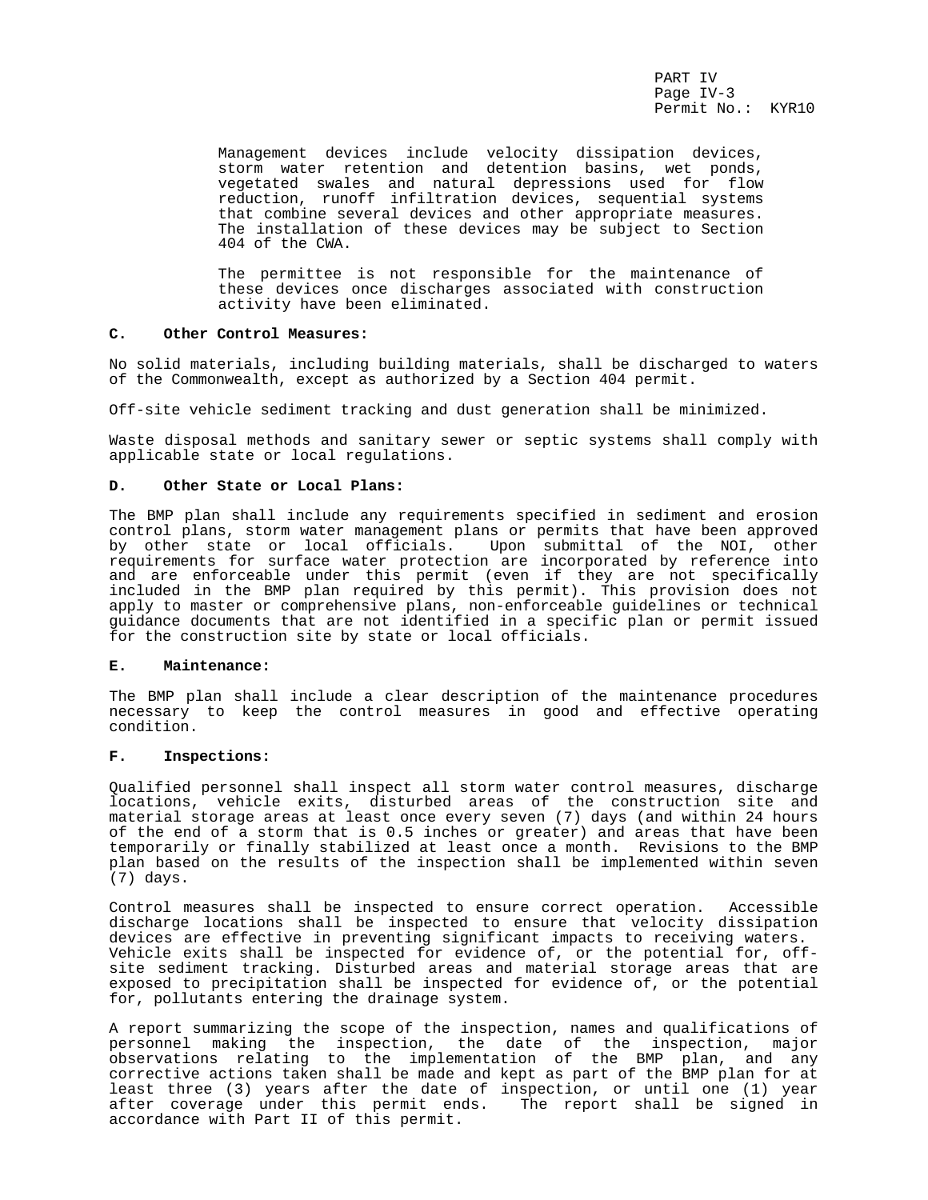Management devices include velocity dissipation devices, storm water retention and detention basins, wet ponds, vegetated swales and natural depressions used for flow reduction, runoff infiltration devices, sequential systems that combine several devices and other appropriate measures. The installation of these devices may be subject to Section 404 of the CWA.

The permittee is not responsible for the maintenance of these devices once discharges associated with construction activity have been eliminated.

**C. Other Control Measures:**

No solid materials, including building materials, shall be discharged to waters of the Commonwealth, except as authorized by a Section 404 permit.

Off-site vehicle sediment tracking and dust generation shall be minimized.

Waste disposal methods and sanitary sewer or septic systems shall comply with applicable state or local regulations.

**D. Other State or Local Plans:**

The BMP plan shall include any requirements specified in sediment and erosion control plans, storm water management plans or permits that have been approved by other state or local officials. Upon submittal of the NOI, other requirements for surface water protection are incorporated by reference into and are enforceable under this permit (even if they are not specifically included in the BMP plan required by this permit). This provision does not apply to master or comprehensive plans, non-enforceable guidelines or technical guidance documents that are not identified in a specific plan or permit issued for the construction site by state or local officials.

**E. Maintenance:**

The BMP plan shall include a clear description of the maintenance procedures necessary to keep the control measures in good and effective operating condition.

**F. Inspections:**

Qualified personnel shall inspect all storm water control measures, discharge locations, vehicle exits, disturbed areas of the construction site and material storage areas at least once every seven (7) days (and within 24 hours of the end of a storm that is 0.5 inches or greater) and areas that have been temporarily or finally stabilized at least once a month. Revisions to the BMP plan based on the results of the inspection shall be implemented within seven (7) days.

Control measures shall be inspected to ensure correct operation. Accessible discharge locations shall be inspected to ensure that velocity dissipation devices are effective in preventing significant impacts to receiving waters. Vehicle exits shall be inspected for evidence of, or the potential for, off-site sediment tracking. Disturbed areas and material storage areas that are exposed to precipitation shall be inspected for evidence of, or the potential for, pollutants entering the drainage system.

A report summarizing the scope of the inspection, names and qualifications of personnel making the inspection, the date of the inspection, major observations relating to the implementation of the BMP plan, and any corrective actions taken shall be made and kept as part of the BMP plan for at least three (3) years after the date of inspection, or until one (1) year after coverage under this permit ends. The report shall be signed in accordance with Part II of this permit.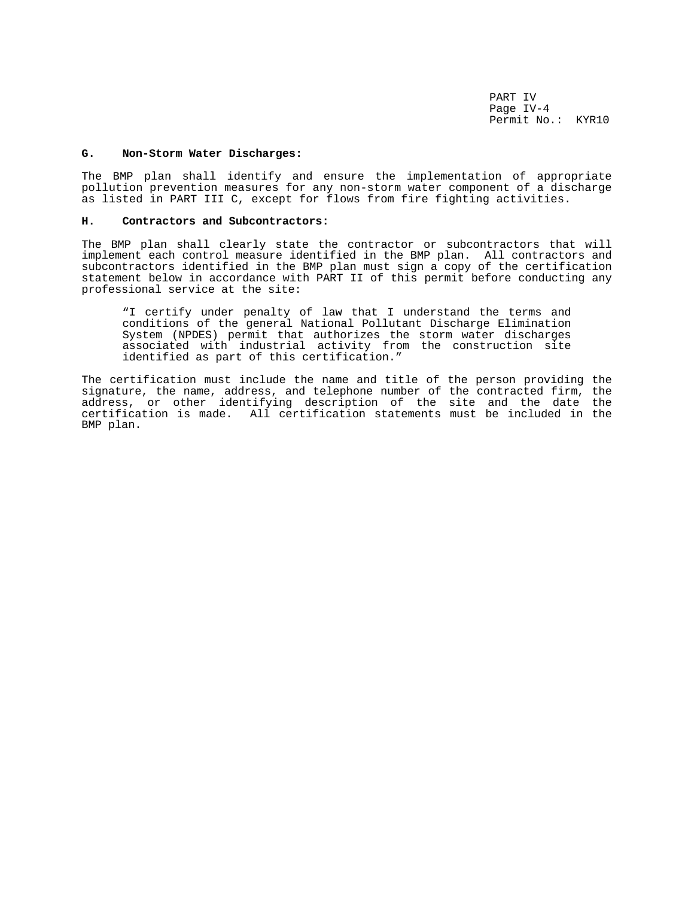### G. Non-Storm Water Discharges:

The BMP plan shall identify and ensure the implementation of appropriate pollution prevention measures for any non-storm water component of a discharge as listed in PART III C, except for flows from fire fighting activities.

### H. Contractors and Subcontractors:

The BMP plan shall clearly state the contractor or subcontractors that will implement each control measure identified in the BMP plan. All contractors and subcontractors identified in the BMP plan must sign a copy of the certification statement below in accordance with PART II of this permit before conducting any professional service at the site:

> "I certify under penalty of law that I understand the terms and conditions of the general National Pollutant Discharge Elimination System (NPDES) permit that authorizes the storm water discharges associated with industrial activity from the construction site identified as part of this certification."

The certification must include the name and title of the person providing the signature, the name, address, and telephone number of the contracted firm, the address, or other identifying description of the site and the date the certification is made. All certification statements must be included in the BMP plan.